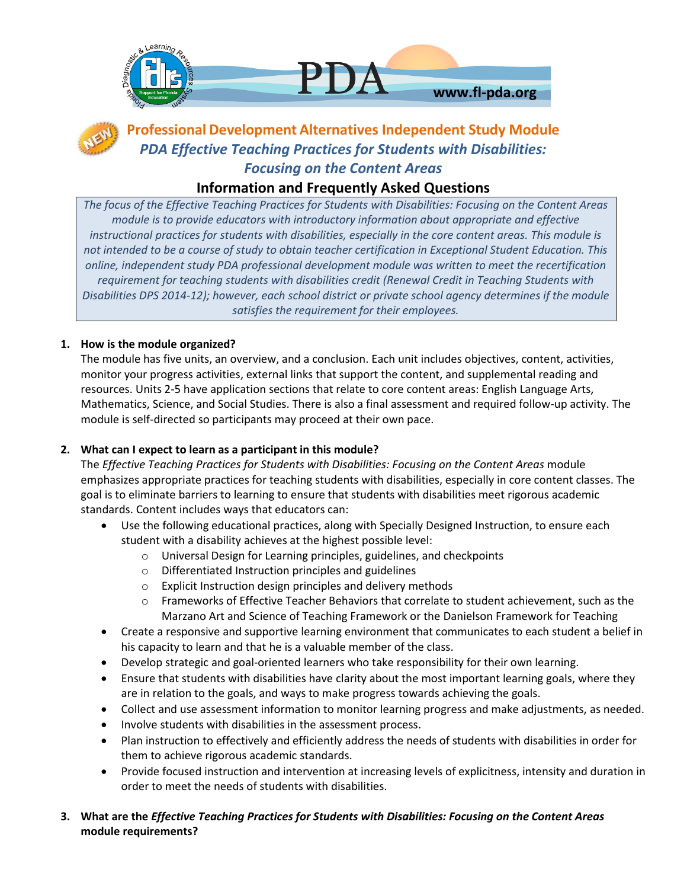PDA www.fl-pda.org

# Professional Development Alternatives Independent Study Module

## *PDA Effective Teaching Practices for Students with Disabilities: Focusing on the Content Areas*

### Information and Frequently Asked Questions

*The focus of the Effective Teaching Practices for Students with Disabilities: Focusing on the Content Areas module is to provide educators with introductory information about appropriate and effective instructional practices for students with disabilities, especially in the core content areas. This module is not intended to be a course of study to obtain teacher certification in Exceptional Student Education. This online, independent study PDA professional development module was written to meet the recertification requirement for teaching students with disabilities credit (Renewal Credit in Teaching Students with Disabilities DPS 2014-12); however, each school district or private school agency determines if the module satisfies the requirement for their employees.*

1. **How is the module organized?**

   The module has five units, an overview, and a conclusion. Each unit includes objectives, content, activities, monitor your progress activities, external links that support the content, and supplemental reading and resources. Units 2-5 have application sections that relate to core content areas: English Language Arts, Mathematics, Science, and Social Studies. There is also a final assessment and required follow-up activity. The module is self-directed so participants may proceed at their own pace.

2. **What can I expect to learn as a participant in this module?**

   The *Effective Teaching Practices for Students with Disabilities: Focusing on the Content Areas* module emphasizes appropriate practices for teaching students with disabilities, especially in core content classes. The goal is to eliminate barriers to learning to ensure that students with disabilities meet rigorous academic standards. Content includes ways that educators can:

   - Use the following educational practices, along with Specially Designed Instruction, to ensure each student with a disability achieves at the highest possible level:
     - Universal Design for Learning principles, guidelines, and checkpoints
     - Differentiated Instruction principles and guidelines
     - Explicit Instruction design principles and delivery methods
     - Frameworks of Effective Teacher Behaviors that correlate to student achievement, such as the Marzano Art and Science of Teaching Framework or the Danielson Framework for Teaching
   - Create a responsive and supportive learning environment that communicates to each student a belief in his capacity to learn and that he is a valuable member of the class.
   - Develop strategic and goal-oriented learners who take responsibility for their own learning.
   - Ensure that students with disabilities have clarity about the most important learning goals, where they are in relation to the goals, and ways to make progress towards achieving the goals.
   - Collect and use assessment information to monitor learning progress and make adjustments, as needed.
   - Involve students with disabilities in the assessment process.
   - Plan instruction to effectively and efficiently address the needs of students with disabilities in order for them to achieve rigorous academic standards.
   - Provide focused instruction and intervention at increasing levels of explicitness, intensity and duration in order to meet the needs of students with disabilities.

3. **What are the *Effective Teaching Practices for Students with Disabilities: Focusing on the Content Areas* module requirements?**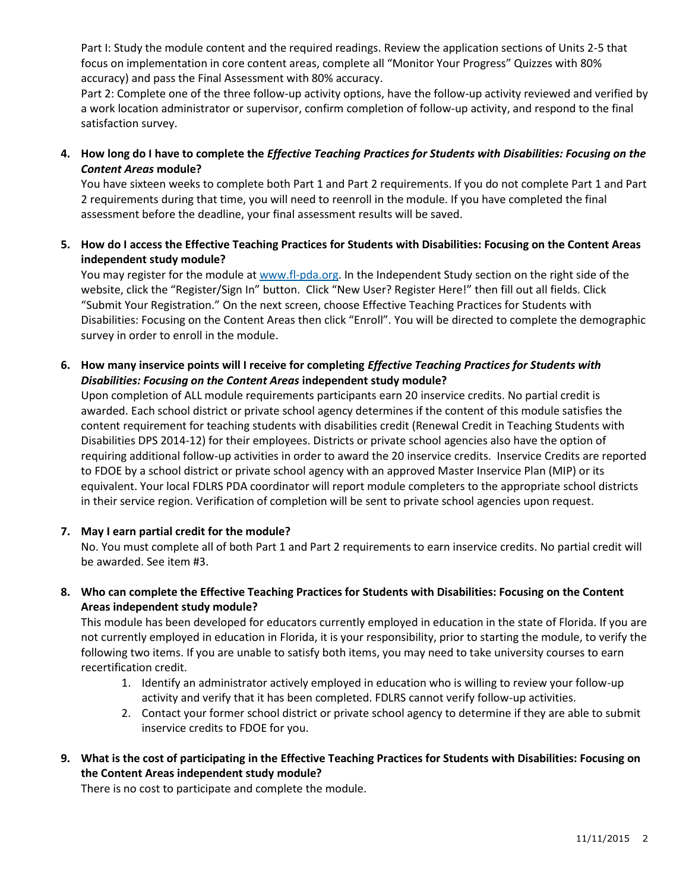Part I: Study the module content and the required readings. Review the application sections of Units 2-5 that focus on implementation in core content areas, complete all "Monitor Your Progress" Quizzes with 80% accuracy) and pass the Final Assessment with 80% accuracy.

Part 2: Complete one of the three follow-up activity options, have the follow-up activity reviewed and verified by a work location administrator or supervisor, confirm completion of follow-up activity, and respond to the final satisfaction survey.

4. **How long do I have to complete the *Effective Teaching Practices for Students with Disabilities: Focusing on the Content Areas* module?**

   You have sixteen weeks to complete both Part 1 and Part 2 requirements. If you do not complete Part 1 and Part 2 requirements during that time, you will need to reenroll in the module. If you have completed the final assessment before the deadline, your final assessment results will be saved.

5. **How do I access the Effective Teaching Practices for Students with Disabilities: Focusing on the Content Areas independent study module?**

   You may register for the module at [www.fl-pda.org](www.fl-pda.org). In the Independent Study section on the right side of the website, click the "Register/Sign In" button. Click "New User? Register Here!" then fill out all fields. Click "Submit Your Registration." On the next screen, choose Effective Teaching Practices for Students with Disabilities: Focusing on the Content Areas then click "Enroll". You will be directed to complete the demographic survey in order to enroll in the module.

6. **How many inservice points will I receive for completing *Effective Teaching Practices for Students with Disabilities: Focusing on the Content Areas* independent study module?**

   Upon completion of ALL module requirements participants earn 20 inservice credits. No partial credit is awarded. Each school district or private school agency determines if the content of this module satisfies the content requirement for teaching students with disabilities credit (Renewal Credit in Teaching Students with Disabilities DPS 2014-12) for their employees. Districts or private school agencies also have the option of requiring additional follow-up activities in order to award the 20 inservice credits. Inservice Credits are reported to FDOE by a school district or private school agency with an approved Master Inservice Plan (MIP) or its equivalent. Your local FDLRS PDA coordinator will report module completers to the appropriate school districts in their service region. Verification of completion will be sent to private school agencies upon request.

7. **May I earn partial credit for the module?**

   No. You must complete all of both Part 1 and Part 2 requirements to earn inservice credits. No partial credit will be awarded. See item #3.

8. **Who can complete the Effective Teaching Practices for Students with Disabilities: Focusing on the Content Areas independent study module?**

   This module has been developed for educators currently employed in education in the state of Florida. If you are not currently employed in education in Florida, it is your responsibility, prior to starting the module, to verify the following two items. If you are unable to satisfy both items, you may need to take university courses to earn recertification credit.

   1. Identify an administrator actively employed in education who is willing to review your follow-up activity and verify that it has been completed. FDLRS cannot verify follow-up activities.
   2. Contact your former school district or private school agency to determine if they are able to submit inservice credits to FDOE for you.

9. **What is the cost of participating in the Effective Teaching Practices for Students with Disabilities: Focusing on the Content Areas independent study module?**

   There is no cost to participate and complete the module.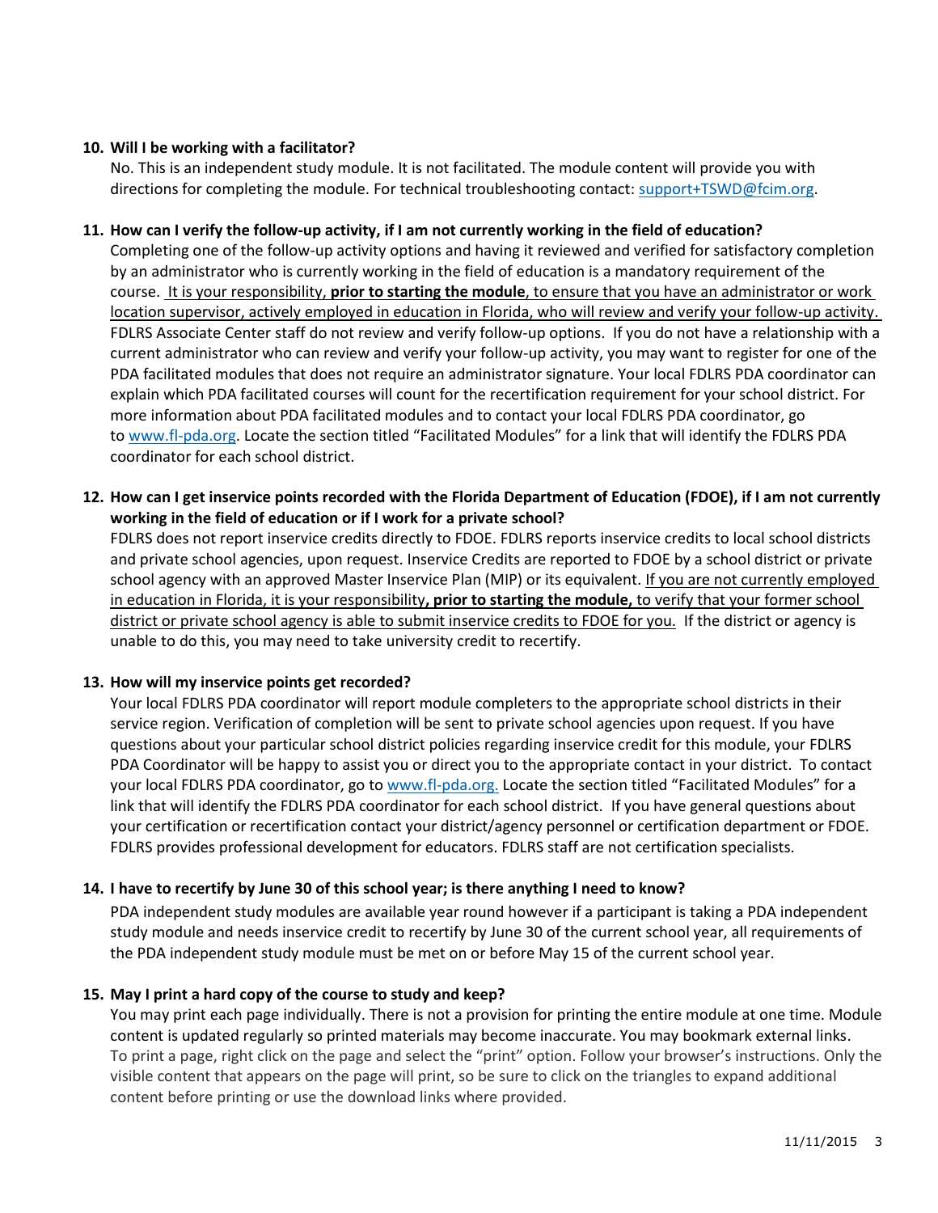**10. Will I be working with a facilitator?**

No. This is an independent study module. It is not facilitated. The module content will provide you with directions for completing the module. For technical troubleshooting contact: support+TSWD@fcim.org.

**11. How can I verify the follow-up activity, if I am not currently working in the field of education?**

Completing one of the follow-up activity options and having it reviewed and verified for satisfactory completion by an administrator who is currently working in the field of education is a mandatory requirement of the course. It is your responsibility, **prior to starting the module**, to ensure that you have an administrator or work location supervisor, actively employed in education in Florida, who will review and verify your follow-up activity. FDLRS Associate Center staff do not review and verify follow-up options. If you do not have a relationship with a current administrator who can review and verify your follow-up activity, you may want to register for one of the PDA facilitated modules that does not require an administrator signature. Your local FDLRS PDA coordinator can explain which PDA facilitated courses will count for the recertification requirement for your school district. For more information about PDA facilitated modules and to contact your local FDLRS PDA coordinator, go to www.fl-pda.org. Locate the section titled "Facilitated Modules" for a link that will identify the FDLRS PDA coordinator for each school district.

**12. How can I get inservice points recorded with the Florida Department of Education (FDOE), if I am not currently working in the field of education or if I work for a private school?**

FDLRS does not report inservice credits directly to FDOE. FDLRS reports inservice credits to local school districts and private school agencies, upon request. Inservice Credits are reported to FDOE by a school district or private school agency with an approved Master Inservice Plan (MIP) or its equivalent. If you are not currently employed in education in Florida, it is your responsibility**, prior to starting the module,** to verify that your former school district or private school agency is able to submit inservice credits to FDOE for you. If the district or agency is unable to do this, you may need to take university credit to recertify.

**13. How will my inservice points get recorded?**

Your local FDLRS PDA coordinator will report module completers to the appropriate school districts in their service region. Verification of completion will be sent to private school agencies upon request. If you have questions about your particular school district policies regarding inservice credit for this module, your FDLRS PDA Coordinator will be happy to assist you or direct you to the appropriate contact in your district. To contact your local FDLRS PDA coordinator, go to www.fl-pda.org. Locate the section titled "Facilitated Modules" for a link that will identify the FDLRS PDA coordinator for each school district. If you have general questions about your certification or recertification contact your district/agency personnel or certification department or FDOE. FDLRS provides professional development for educators. FDLRS staff are not certification specialists.

**14. I have to recertify by June 30 of this school year; is there anything I need to know?**

PDA independent study modules are available year round however if a participant is taking a PDA independent study module and needs inservice credit to recertify by June 30 of the current school year, all requirements of the PDA independent study module must be met on or before May 15 of the current school year.

**15. May I print a hard copy of the course to study and keep?**

You may print each page individually. There is not a provision for printing the entire module at one time. Module content is updated regularly so printed materials may become inaccurate. You may bookmark external links. To print a page, right click on the page and select the "print" option. Follow your browser's instructions. Only the visible content that appears on the page will print, so be sure to click on the triangles to expand additional content before printing or use the download links where provided.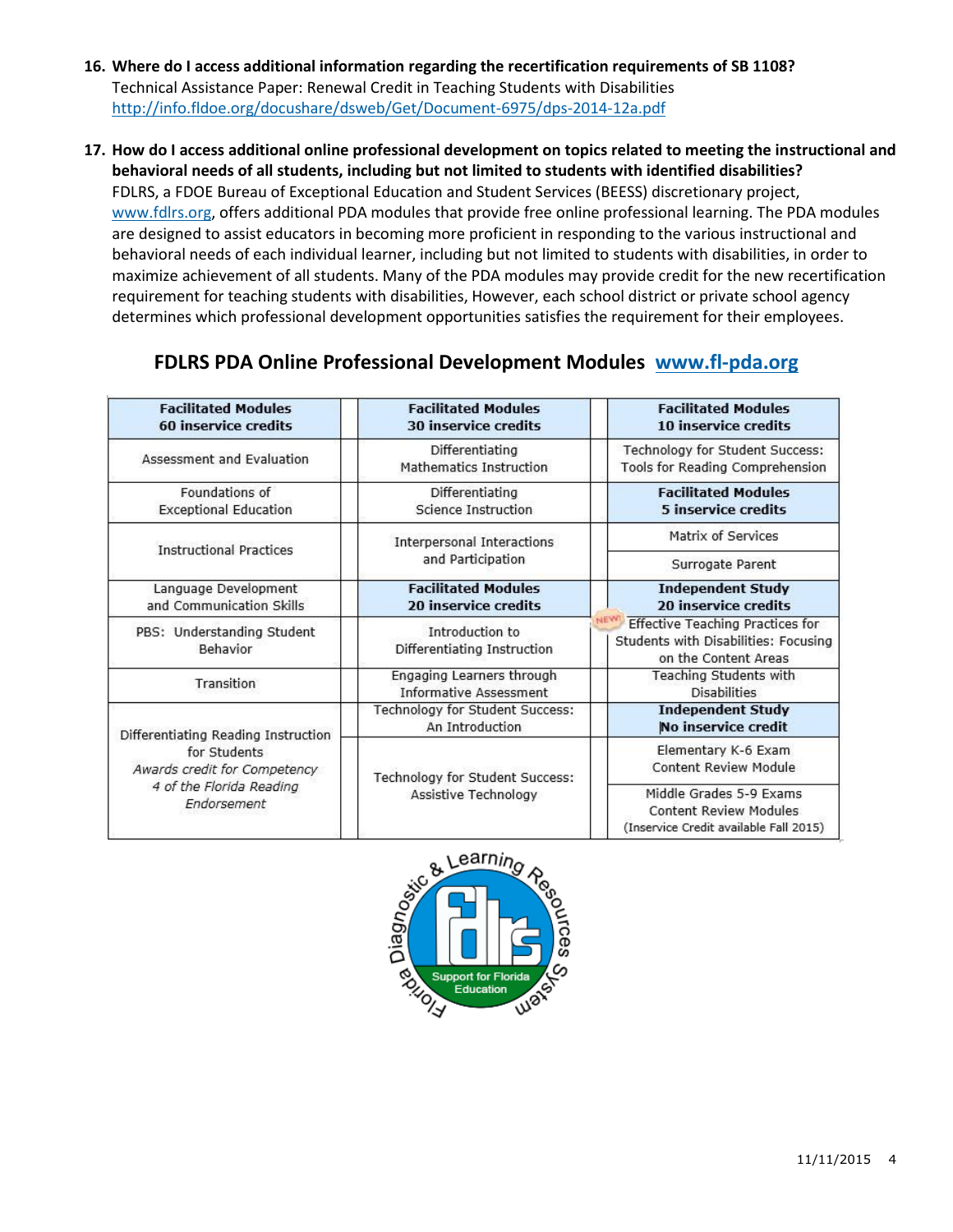16. **Where do I access additional information regarding the recertification requirements of SB 1108?**
    Technical Assistance Paper: Renewal Credit in Teaching Students with Disabilities
    http://info.fldoe.org/docushare/dsweb/Get/Document-6975/dps-2014-12a.pdf

17. **How do I access additional online professional development on topics related to meeting the instructional and behavioral needs of all students, including but not limited to students with identified disabilities?**
    FDLRS, a FDOE Bureau of Exceptional Education and Student Services (BEESS) discretionary project, www.fdlrs.org, offers additional PDA modules that provide free online professional learning. The PDA modules are designed to assist educators in becoming more proficient in responding to the various instructional and behavioral needs of each individual learner, including but not limited to students with disabilities, in order to maximize achievement of all students. Many of the PDA modules may provide credit for the new recertification requirement for teaching students with disabilities, However, each school district or private school agency determines which professional development opportunities satisfies the requirement for their employees.

## FDLRS PDA Online Professional Development Modules www.fl-pda.org

| Facilitated Modules 60 inservice credits | Facilitated Modules 30 inservice credits | Facilitated Modules 10 inservice credits |
|---|---|---|
| Assessment and Evaluation | Differentiating Mathematics Instruction | Technology for Student Success: Tools for Reading Comprehension |
| Foundations of Exceptional Education | Differentiating Science Instruction | **Facilitated Modules 5 inservice credits** |
| Instructional Practices | Interpersonal Interactions and Participation | Matrix of Services |
| | | Surrogate Parent |
| Language Development and Communication Skills | **Facilitated Modules 20 inservice credits** | **Independent Study 20 inservice credits** |
| PBS: Understanding Student Behavior | Introduction to Differentiating Instruction | NEW! Effective Teaching Practices for Students with Disabilities: Focusing on the Content Areas |
| Transition | Engaging Learners through Informative Assessment | Teaching Students with Disabilities |
| Differentiating Reading Instruction for Students *Awards credit for Competency 4 of the Florida Reading Endorsement* | Technology for Student Success: An Introduction | **Independent Study No inservice credit** |
| | Technology for Student Success: Assistive Technology | Elementary K-6 Exam Content Review Module |
| | | Middle Grades 5-9 Exams Content Review Modules (Inservice Credit available Fall 2015) |

Florida Diagnostic & Learning Resources System
fdlrs
Support for Florida Education